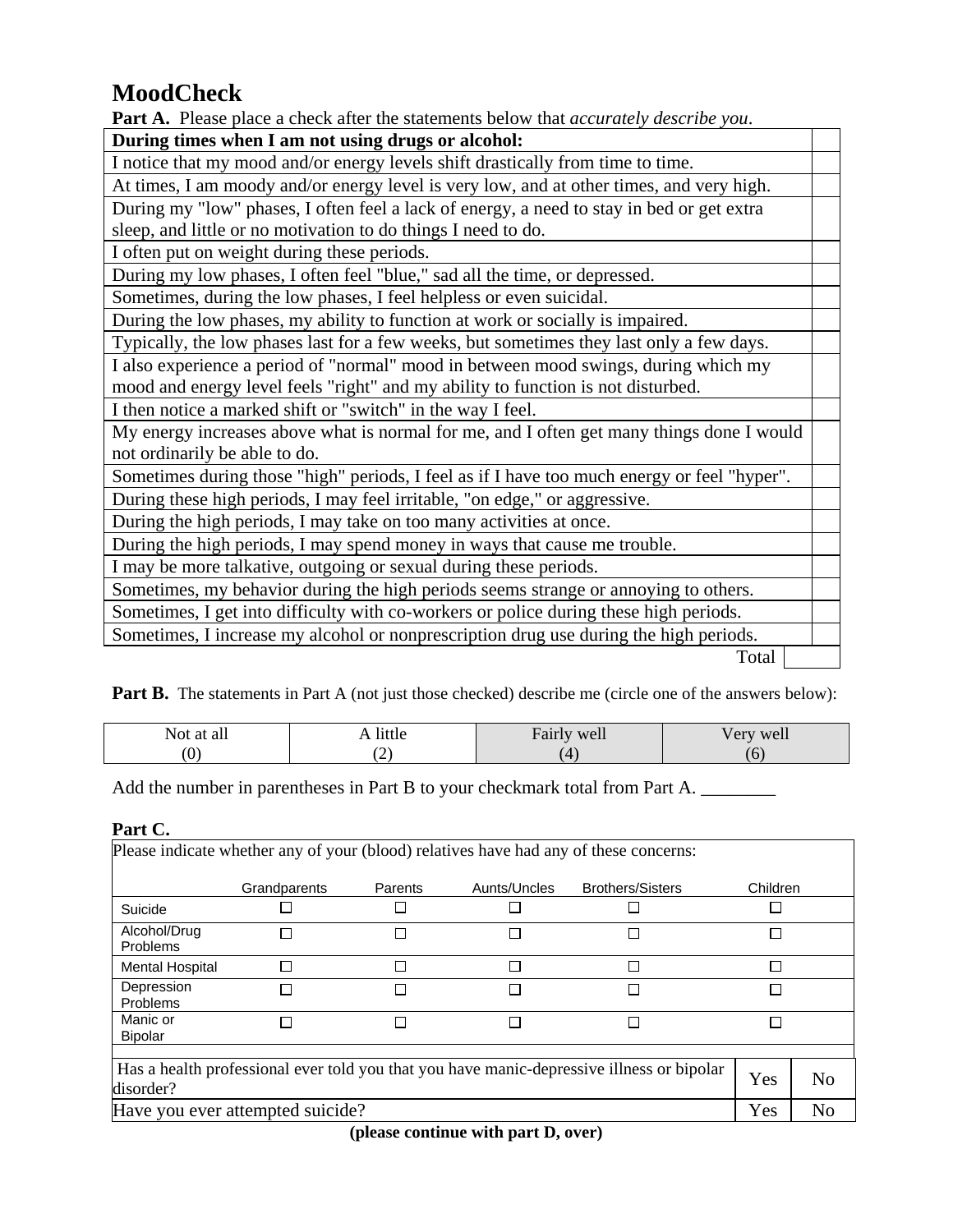# MoodCheck

**Part A.** Please place a check after the statements below that *accurately describe you*.

| **During times when I am not using drugs or alcohol:** | |
|---|---|
| I notice that my mood and/or energy levels shift drastically from time to time. | |
| At times, I am moody and/or energy level is very low, and at other times, and very high. | |
| During my "low" phases, I often feel a lack of energy, a need to stay in bed or get extra sleep, and little or no motivation to do things I need to do. | |
| I often put on weight during these periods. | |
| During my low phases, I often feel "blue," sad all the time, or depressed. | |
| Sometimes, during the low phases, I feel helpless or even suicidal. | |
| During the low phases, my ability to function at work or socially is impaired. | |
| Typically, the low phases last for a few weeks, but sometimes they last only a few days. | |
| I also experience a period of "normal" mood in between mood swings, during which my mood and energy level feels "right" and my ability to function is not disturbed. | |
| I then notice a marked shift or "switch" in the way I feel. | |
| My energy increases above what is normal for me, and I often get many things done I would not ordinarily be able to do. | |
| Sometimes during those "high" periods, I feel as if I have too much energy or feel "hyper". | |
| During these high periods, I may feel irritable, "on edge," or aggressive. | |
| During the high periods, I may take on too many activities at once. | |
| During the high periods, I may spend money in ways that cause me trouble. | |
| I may be more talkative, outgoing or sexual during these periods. | |
| Sometimes, my behavior during the high periods seems strange or annoying to others. | |
| Sometimes, I get into difficulty with co-workers or police during these high periods. | |
| Sometimes, I increase my alcohol or nonprescription drug use during the high periods. | |
| Total | |

**Part B.** The statements in Part A (not just those checked) describe me (circle one of the answers below):

| Not at all | A little | Fairly well | Very well |
|---|---|---|---|
| (0) | (2) | (4) | (6) |

Add the number in parentheses in Part B to your checkmark total from Part A. ________

**Part C.**

Please indicate whether any of your (blood) relatives have had any of these concerns:

| | Grandparents | Parents | Aunts/Uncles | Brothers/Sisters | Children |
|---|---|---|---|---|---|
| Suicide | ☐ | ☐ | ☐ | ☐ | ☐ |
| Alcohol/Drug Problems | ☐ | ☐ | ☐ | ☐ | ☐ |
| Mental Hospital | ☐ | ☐ | ☐ | ☐ | ☐ |
| Depression Problems | ☐ | ☐ | ☐ | ☐ | ☐ |
| Manic or Bipolar | ☐ | ☐ | ☐ | ☐ | ☐ |

| | | |
|---|---|---|
| Has a health professional ever told you that you have manic-depressive illness or bipolar disorder? | Yes | No |
| Have you ever attempted suicide? | Yes | No |

**(please continue with part D, over)**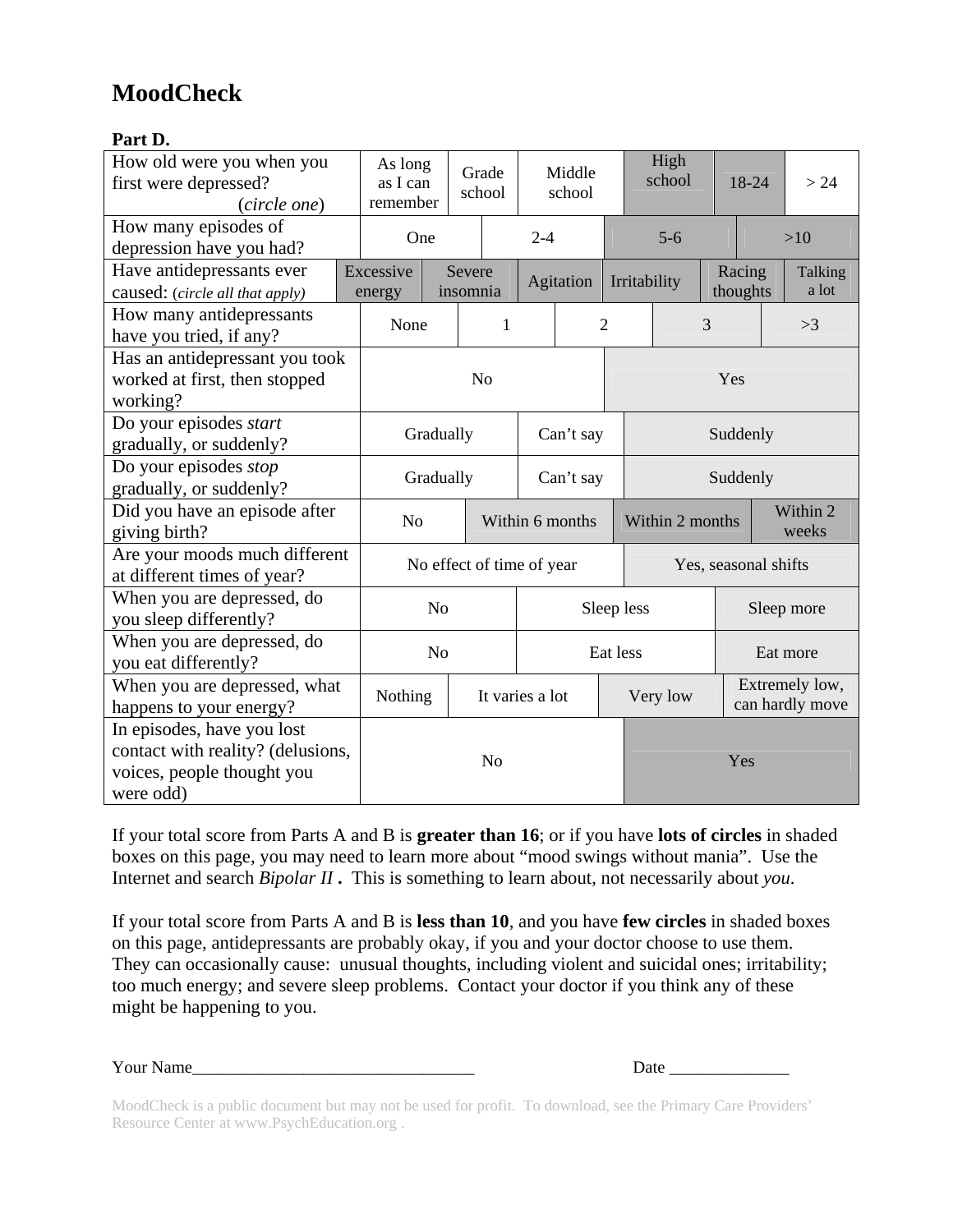# MoodCheck

**Part D.**

| | | | | | | |
|---|---|---|---|---|---|---|
| How old were you when you first were depressed? (*circle one*) | As long as I can remember | Grade school | Middle school | High school | 18-24 | > 24 |
| How many episodes of depression have you had? | One | 2-4 | 5-6 | >10 | | |
| Have antidepressants ever caused: (*circle all that apply*) | Excessive energy | Severe insomnia | Agitation | Irritability | Racing thoughts | Talking a lot |
| How many antidepressants have you tried, if any? | None | 1 | 2 | 3 | >3 | |
| Has an antidepressant you took worked at first, then stopped working? | No | Yes | | | | |
| Do your episodes *start* gradually, or suddenly? | Gradually | Can't say | Suddenly | | | |
| Do your episodes *stop* gradually, or suddenly? | Gradually | Can't say | Suddenly | | | |
| Did you have an episode after giving birth? | No | Within 6 months | Within 2 months | Within 2 weeks | | |
| Are your moods much different at different times of year? | No effect of time of year | Yes, seasonal shifts | | | | |
| When you are depressed, do you sleep differently? | No | Sleep less | Sleep more | | | |
| When you are depressed, do you eat differently? | No | Eat less | Eat more | | | |
| When you are depressed, what happens to your energy? | Nothing | It varies a lot | Very low | Extremely low, can hardly move | | |
| In episodes, have you lost contact with reality? (delusions, voices, people thought you were odd) | No | Yes | | | | |

If your total score from Parts A and B is **greater than 16**; or if you have **lots of circles** in shaded boxes on this page, you may need to learn more about "mood swings without mania". Use the Internet and search *Bipolar II* **.** This is something to learn about, not necessarily about *you*.

If your total score from Parts A and B is **less than 10**, and you have **few circles** in shaded boxes on this page, antidepressants are probably okay, if you and your doctor choose to use them. They can occasionally cause: unusual thoughts, including violent and suicidal ones; irritability; too much energy; and severe sleep problems. Contact your doctor if you think any of these might be happening to you.

Your Name_________________________________ Date ______________

MoodCheck is a public document but may not be used for profit. To download, see the Primary Care Providers' Resource Center at www.PsychEducation.org .